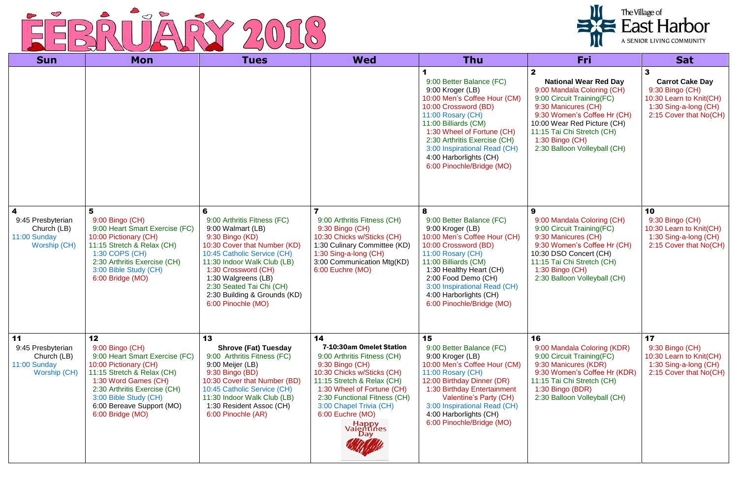# FEBRUARY 2018

The Village of East Harbor
A SENIOR LIVING COMMUNITY

| Sun | Mon | Tues | Wed | Thu | Fri | Sat |
|---|---|---|---|---|---|---|
| | | | | **1**<br>9:00 Better Balance (FC)<br>9:00 Kroger (LB)<br>10:00 Men's Coffee Hour (CM)<br>10:00 Crossword (BD)<br>11:00 Rosary (CH)<br>11:00 Billiards (CM)<br>1:30 Wheel of Fortune (CH)<br>2:30 Arthritis Exercise (CH)<br>3:00 Inspirational Read (CH)<br>4:00 Harborlights (CH)<br>6:00 Pinochle/Bridge (MO) | **2**<br>**National Wear Red Day**<br>9:00 Mandala Coloring (CH)<br>9:00 Circuit Training(FC)<br>9:30 Manicures (CH)<br>9:30 Women's Coffee Hr (CH)<br>10:00 Wear Red Picture (CH)<br>11:15 Tai Chi Stretch (CH)<br>1:30 Bingo (CH)<br>2:30 Balloon Volleyball (CH) | **3**<br>**Carrot Cake Day**<br>9:30 Bingo (CH)<br>10:30 Learn to Knit(CH)<br>1:30 Sing-a-long (CH)<br>2:15 Cover that No(CH) |
| **4**<br>9:45 Presbyterian Church (LB)<br>11:00 Sunday Worship (CH) | **5**<br>9:00 Bingo (CH)<br>9:00 Heart Smart Exercise (FC)<br>10:00 Pictionary (CH)<br>11:15 Stretch & Relax (CH)<br>1:30 COPS (CH)<br>2:30 Arthritis Exercise (CH)<br>3:00 Bible Study (CH)<br>6:00 Bridge (MO) | **6**<br>9:00 Arthritis Fitness (FC)<br>9:00 Walmart (LB)<br>9:30 Bingo (KD)<br>10:30 Cover that Number (KD)<br>10:45 Catholic Service (CH)<br>11:30 Indoor Walk Club (LB)<br>1:30 Crossword (CH)<br>1:30 Walgreens (LB)<br>2:30 Seated Tai Chi (CH)<br>2:30 Building & Grounds (KD)<br>6:00 Pinochle (MO) | **7**<br>9:00 Arthritis Fitness (CH)<br>9:30 Bingo (CH)<br>10:30 Chicks w/Sticks (CH)<br>1:30 Culinary Committee (KD)<br>1:30 Sing-a-long (CH)<br>3:00 Communication Mtg(KD)<br>6:00 Euchre (MO) | **8**<br>9:00 Better Balance (FC)<br>9:00 Kroger (LB)<br>10:00 Men's Coffee Hour (CH)<br>10:00 Crossword (BD)<br>11:00 Rosary (CH)<br>11:00 Billiards (CM)<br>1:30 Healthy Heart (CH)<br>2:00 Food Demo (CH)<br>3:00 Inspirational Read (CH)<br>4:00 Harborlights (CH)<br>6:00 Pinochle/Bridge (MO) | **9**<br>9:00 Mandala Coloring (CH)<br>9:00 Circuit Training(FC)<br>9:30 Manicures (CH)<br>9:30 Women's Coffee Hr (CH)<br>10:30 DSO Concert (CH)<br>11:15 Tai Chi Stretch (CH)<br>1:30 Bingo (CH)<br>2:30 Balloon Volleyball (CH) | **10**<br>9:30 Bingo (CH)<br>10:30 Learn to Knit(CH)<br>1:30 Sing-a-long (CH)<br>2:15 Cover that No(CH) |
| **11**<br>9:45 Presbyterian Church (LB)<br>11:00 Sunday Worship (CH) | **12**<br>9:00 Bingo (CH)<br>9:00 Heart Smart Exercise (FC)<br>10:00 Pictionary (CH)<br>11:15 Stretch & Relax (CH)<br>1:30 Word Games (CH)<br>2:30 Arthritis Exercise (CH)<br>3:00 Bible Study (CH)<br>6:00 Bereave Support (MO)<br>6:00 Bridge (MO) | **13**<br>**Shrove (Fat) Tuesday**<br>9:00 Arthritis Fitness (FC)<br>9:00 Meijer (LB)<br>9:30 Bingo (BD)<br>10:30 Cover that Number (BD)<br>10:45 Catholic Service (CH)<br>11:30 Indoor Walk Club (LB)<br>1:30 Resident Assoc (CH)<br>6:00 Pinochle (AR) | **14**<br>**7-10:30am Omelet Station**<br>9:00 Arthritis Fitness (CH)<br>9:30 Bingo (CH)<br>10:30 Chicks w/Sticks (CH)<br>11:15 Stretch & Relax (CH)<br>1:30 Wheel of Fortune (CH)<br>2:30 Functional Fitness (CH)<br>3:00 Chapel Trivia (CH)<br>6:00 Euchre (MO)<br>Happy Valentines Day | **15**<br>9:00 Better Balance (FC)<br>9:00 Kroger (LB)<br>10:00 Men's Coffee Hour (CM)<br>11:00 Rosary (CH)<br>12:00 Birthday Dinner (DR)<br>1:30 Birthday Entertainment Valentine's Party (CH)<br>3:00 Inspirational Read (CH)<br>4:00 Harborlights (CH)<br>6:00 Pinochle/Bridge (MO) | **16**<br>9:00 Mandala Coloring (KDR)<br>9:00 Circuit Training(FC)<br>9:30 Manicures (KDR)<br>9:30 Women's Coffee Hr (KDR)<br>11:15 Tai Chi Stretch (CH)<br>1:30 Bingo (BDR)<br>2:30 Balloon Volleyball (CH) | **17**<br>9:30 Bingo (CH)<br>10:30 Learn to Knit(CH)<br>1:30 Sing-a-long (CH)<br>2:15 Cover that No(CH) |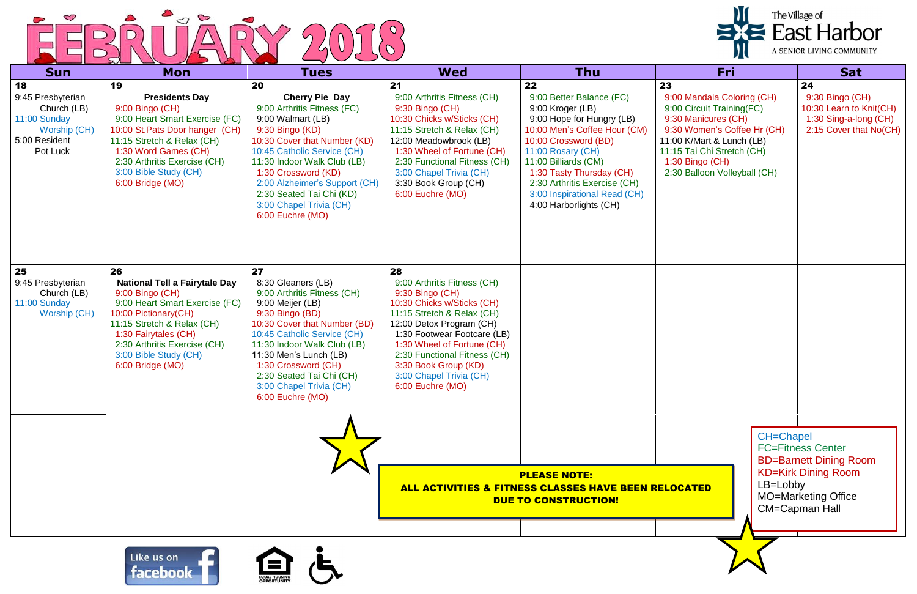# FEBRUARY 2018

The Village of East Harbor
A SENIOR LIVING COMMUNITY

| Sun | Mon | Tues | Wed | Thu | Fri | Sat |
|---|---|---|---|---|---|---|
| **18**<br>9:45 Presbyterian Church (LB)<br>11:00 Sunday Worship (CH)<br>5:00 Resident Pot Luck | **19**<br>**Presidents Day**<br>9:00 Bingo (CH)<br>9:00 Heart Smart Exercise (FC)<br>10:00 St.Pats Door hanger (CH)<br>11:15 Stretch & Relax (CH)<br>1:30 Word Games (CH)<br>2:30 Arthritis Exercise (CH)<br>3:00 Bible Study (CH)<br>6:00 Bridge (MO) | **20**<br>**Cherry Pie Day**<br>9:00 Arthritis Fitness (FC)<br>9:00 Walmart (LB)<br>9:30 Bingo (KD)<br>10:30 Cover that Number (KD)<br>10:45 Catholic Service (CH)<br>11:30 Indoor Walk Club (LB)<br>1:30 Crossword (KD)<br>2:00 Alzheimer's Support (CH)<br>2:30 Seated Tai Chi (KD)<br>3:00 Chapel Trivia (CH)<br>6:00 Euchre (MO) | **21**<br>9:00 Arthritis Fitness (CH)<br>9:30 Bingo (CH)<br>10:30 Chicks w/Sticks (CH)<br>11:15 Stretch & Relax (CH)<br>12:00 Meadowbrook (LB)<br>1:30 Wheel of Fortune (CH)<br>2:30 Functional Fitness (CH)<br>3:00 Chapel Trivia (CH)<br>3:30 Book Group (CH)<br>6:00 Euchre (MO) | **22**<br>9:00 Better Balance (FC)<br>9:00 Kroger (LB)<br>9:00 Hope for Hungry (LB)<br>10:00 Men's Coffee Hour (CM)<br>10:00 Crossword (BD)<br>11:00 Rosary (CH)<br>11:00 Billiards (CM)<br>1:30 Tasty Thursday (CH)<br>2:30 Arthritis Exercise (CH)<br>3:00 Inspirational Read (CH)<br>4:00 Harborlights (CH) | **23**<br>9:00 Mandala Coloring (CH)<br>9:00 Circuit Training(FC)<br>9:30 Manicures (CH)<br>9:30 Women's Coffee Hr (CH)<br>11:00 K/Mart & Lunch (LB)<br>11:15 Tai Chi Stretch (CH)<br>1:30 Bingo (CH)<br>2:30 Balloon Volleyball (CH) | **24**<br>9:30 Bingo (CH)<br>10:30 Learn to Knit(CH)<br>1:30 Sing-a-long (CH)<br>2:15 Cover that No(CH) |
| **25**<br>9:45 Presbyterian Church (LB)<br>11:00 Sunday Worship (CH) | **26**<br>**National Tell a Fairytale Day**<br>9:00 Bingo (CH)<br>9:00 Heart Smart Exercise (FC)<br>10:00 Pictionary(CH)<br>11:15 Stretch & Relax (CH)<br>1:30 Fairytales (CH)<br>2:30 Arthritis Exercise (CH)<br>3:00 Bible Study (CH)<br>6:00 Bridge (MO) | **27**<br>8:30 Gleaners (LB)<br>9:00 Arthritis Fitness (CH)<br>9:00 Meijer (LB)<br>9:30 Bingo (BD)<br>10:30 Cover that Number (BD)<br>10:45 Catholic Service (CH)<br>11:30 Indoor Walk Club (LB)<br>11:30 Men's Lunch (LB)<br>1:30 Crossword (CH)<br>2:30 Seated Tai Chi (CH)<br>3:00 Chapel Trivia (CH)<br>6:00 Euchre (MO) | **28**<br>9:00 Arthritis Fitness (CH)<br>9:30 Bingo (CH)<br>10:30 Chicks w/Sticks (CH)<br>11:15 Stretch & Relax (CH)<br>12:00 Detox Program (CH)<br>1:30 Footwear Footcare (LB)<br>1:30 Wheel of Fortune (CH)<br>2:30 Functional Fitness (CH)<br>3:30 Book Group (KD)<br>3:00 Chapel Trivia (CH)<br>6:00 Euchre (MO) | | | |

**PLEASE NOTE:**
**ALL ACTIVITIES & FITNESS CLASSES HAVE BEEN RELOCATED DUE TO CONSTRUCTION!**

CH=Chapel
FC=Fitness Center
BD=Barnett Dining Room
KD=Kirk Dining Room
LB=Lobby
MO=Marketing Office
CM=Capman Hall

Like us on facebook

EQUAL HOUSING OPPORTUNITY